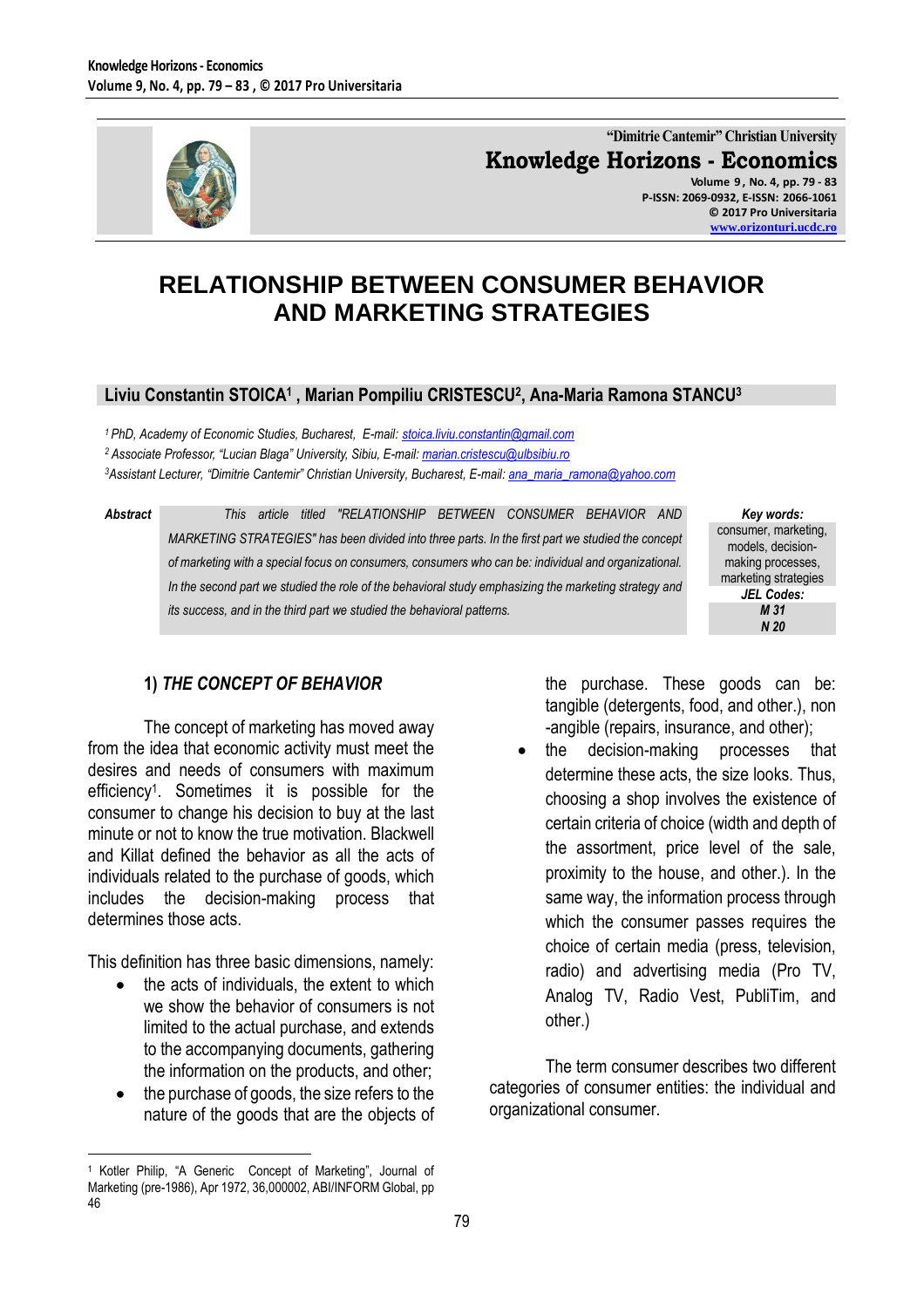# RELATIONSHIP BETWEEN CONSUMER BEHAVIOR AND MARKETING STRATEGIES

**Liviu Constantin STOICA[1] , Marian Pompiliu CRISTESCU[2], Ana-Maria Ramona STANCU[3]**

*[1] PhD, Academy of Economic Studies, Bucharest, E-mail: stoica.liviu.constantin@gmail.com*
*[2] Associate Professor, "Lucian Blaga" University, Sibiu, E-mail: marian.cristescu@ulbsibiu.ro*
*[3] Assistant Lecturer, "Dimitrie Cantemir" Christian University, Bucharest, E-mail: ana_maria_ramona@yahoo.com*

**Abstract** *This article titled "RELATIONSHIP BETWEEN CONSUMER BEHAVIOR AND MARKETING STRATEGIES" has been divided into three parts. In the first part we studied the concept of marketing with a special focus on consumers, consumers who can be: individual and organizational. In the second part we studied the role of the behavioral study emphasizing the marketing strategy and its success, and in the third part we studied the behavioral patterns.*

***Key words:*** consumer, marketing, models, decision-making processes, marketing strategies

***JEL Codes:*** *M 31*, *N 20*

## 1) *THE CONCEPT OF BEHAVIOR*

The concept of marketing has moved away from the idea that economic activity must meet the desires and needs of consumers with maximum efficiency[1]. Sometimes it is possible for the consumer to change his decision to buy at the last minute or not to know the true motivation. Blackwell and Killat defined the behavior as all the acts of individuals related to the purchase of goods, which includes the decision-making process that determines those acts.

This definition has three basic dimensions, namely:

- the acts of individuals, the extent to which we show the behavior of consumers is not limited to the actual purchase, and extends to the accompanying documents, gathering the information on the products, and other;
- the purchase of goods, the size refers to the nature of the goods that are the objects of the purchase. These goods can be: tangible (detergents, food, and other.), non -angible (repairs, insurance, and other);
- the decision-making processes that determine these acts, the size looks. Thus, choosing a shop involves the existence of certain criteria of choice (width and depth of the assortment, price level of the sale, proximity to the house, and other.). In the same way, the information process through which the consumer passes requires the choice of certain media (press, television, radio) and advertising media (Pro TV, Analog TV, Radio Vest, PubliTim, and other.)

The term consumer describes two different categories of consumer entities: the individual and organizational consumer.

[1] Kotler Philip, "A Generic Concept of Marketing", Journal of Marketing (pre-1986), Apr 1972, 36,000002, ABI/INFORM Global, pp 46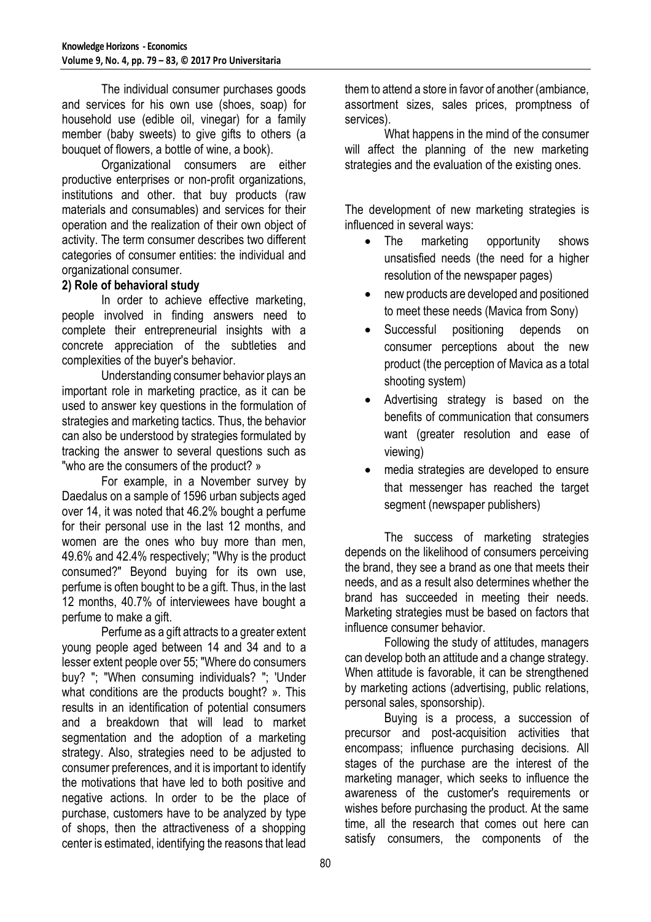The individual consumer purchases goods and services for his own use (shoes, soap) for household use (edible oil, vinegar) for a family member (baby sweets) to give gifts to others (a bouquet of flowers, a bottle of wine, a book).

Organizational consumers are either productive enterprises or non-profit organizations, institutions and other. that buy products (raw materials and consumables) and services for their operation and the realization of their own object of activity. The term consumer describes two different categories of consumer entities: the individual and organizational consumer.

**2) Role of behavioral study**

In order to achieve effective marketing, people involved in finding answers need to complete their entrepreneurial insights with a concrete appreciation of the subtleties and complexities of the buyer's behavior.

Understanding consumer behavior plays an important role in marketing practice, as it can be used to answer key questions in the formulation of strategies and marketing tactics. Thus, the behavior can also be understood by strategies formulated by tracking the answer to several questions such as "who are the consumers of the product? »

For example, in a November survey by Daedalus on a sample of 1596 urban subjects aged over 14, it was noted that 46.2% bought a perfume for their personal use in the last 12 months, and women are the ones who buy more than men, 49.6% and 42.4% respectively; "Why is the product consumed?" Beyond buying for its own use, perfume is often bought to be a gift. Thus, in the last 12 months, 40.7% of interviewees have bought a perfume to make a gift.

Perfume as a gift attracts to a greater extent young people aged between 14 and 34 and to a lesser extent people over 55; "Where do consumers buy? "; "When consuming individuals? "; 'Under what conditions are the products bought? ». This results in an identification of potential consumers and a breakdown that will lead to market segmentation and the adoption of a marketing strategy. Also, strategies need to be adjusted to consumer preferences, and it is important to identify the motivations that have led to both positive and negative actions. In order to be the place of purchase, customers have to be analyzed by type of shops, then the attractiveness of a shopping center is estimated, identifying the reasons that lead them to attend a store in favor of another (ambiance, assortment sizes, sales prices, promptness of services).

What happens in the mind of the consumer will affect the planning of the new marketing strategies and the evaluation of the existing ones.

The development of new marketing strategies is influenced in several ways:

- The marketing opportunity shows unsatisfied needs (the need for a higher resolution of the newspaper pages)
- new products are developed and positioned to meet these needs (Mavica from Sony)
- Successful positioning depends on consumer perceptions about the new product (the perception of Mavica as a total shooting system)
- Advertising strategy is based on the benefits of communication that consumers want (greater resolution and ease of viewing)
- media strategies are developed to ensure that messenger has reached the target segment (newspaper publishers)

The success of marketing strategies depends on the likelihood of consumers perceiving the brand, they see a brand as one that meets their needs, and as a result also determines whether the brand has succeeded in meeting their needs. Marketing strategies must be based on factors that influence consumer behavior.

Following the study of attitudes, managers can develop both an attitude and a change strategy. When attitude is favorable, it can be strengthened by marketing actions (advertising, public relations, personal sales, sponsorship).

Buying is a process, a succession of precursor and post-acquisition activities that encompass; influence purchasing decisions. All stages of the purchase are the interest of the marketing manager, which seeks to influence the awareness of the customer's requirements or wishes before purchasing the product. At the same time, all the research that comes out here can satisfy consumers, the components of the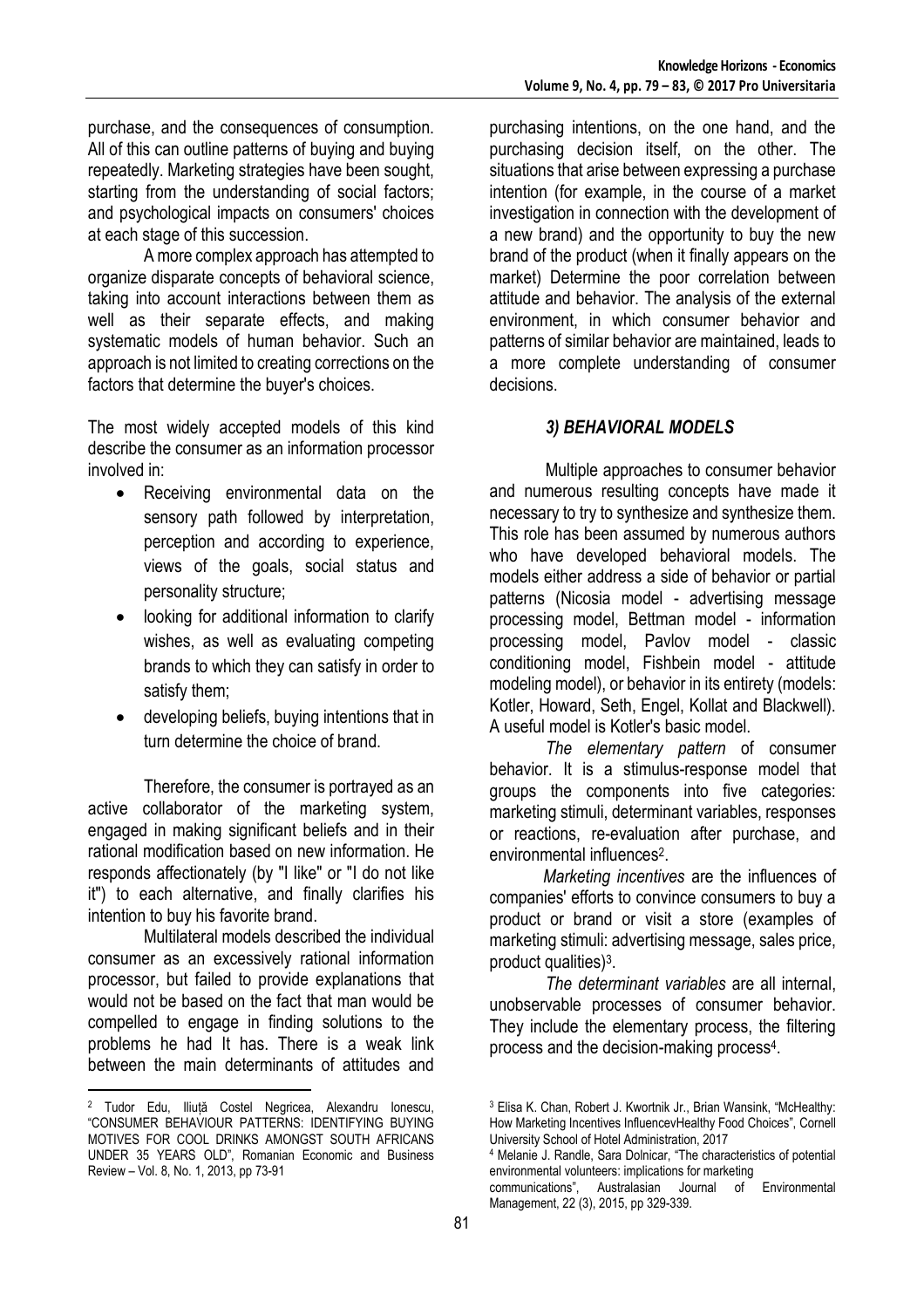purchase, and the consequences of consumption. All of this can outline patterns of buying and buying repeatedly. Marketing strategies have been sought, starting from the understanding of social factors; and psychological impacts on consumers' choices at each stage of this succession.

A more complex approach has attempted to organize disparate concepts of behavioral science, taking into account interactions between them as well as their separate effects, and making systematic models of human behavior. Such an approach is not limited to creating corrections on the factors that determine the buyer's choices.

The most widely accepted models of this kind describe the consumer as an information processor involved in:

- Receiving environmental data on the sensory path followed by interpretation, perception and according to experience, views of the goals, social status and personality structure;
- looking for additional information to clarify wishes, as well as evaluating competing brands to which they can satisfy in order to satisfy them;
- developing beliefs, buying intentions that in turn determine the choice of brand.

Therefore, the consumer is portrayed as an active collaborator of the marketing system, engaged in making significant beliefs and in their rational modification based on new information. He responds affectionately (by "I like" or "I do not like it") to each alternative, and finally clarifies his intention to buy his favorite brand.

Multilateral models described the individual consumer as an excessively rational information processor, but failed to provide explanations that would not be based on the fact that man would be compelled to engage in finding solutions to the problems he had It has. There is a weak link between the main determinants of attitudes and purchasing intentions, on the one hand, and the purchasing decision itself, on the other. The situations that arise between expressing a purchase intention (for example, in the course of a market investigation in connection with the development of a new brand) and the opportunity to buy the new brand of the product (when it finally appears on the market) Determine the poor correlation between attitude and behavior. The analysis of the external environment, in which consumer behavior and patterns of similar behavior are maintained, leads to a more complete understanding of consumer decisions.

## *3) BEHAVIORAL MODELS*

Multiple approaches to consumer behavior and numerous resulting concepts have made it necessary to try to synthesize and synthesize them. This role has been assumed by numerous authors who have developed behavioral models. The models either address a side of behavior or partial patterns (Nicosia model - advertising message processing model, Bettman model - information processing model, Pavlov model - classic conditioning model, Fishbein model - attitude modeling model), or behavior in its entirety (models: Kotler, Howard, Seth, Engel, Kollat and Blackwell). A useful model is Kotler's basic model.

*The elementary pattern* of consumer behavior. It is a stimulus-response model that groups the components into five categories: marketing stimuli, determinant variables, responses or reactions, re-evaluation after purchase, and environmental influences[2].

*Marketing incentives* are the influences of companies' efforts to convince consumers to buy a product or brand or visit a store (examples of marketing stimuli: advertising message, sales price, product qualities)[3].

*The determinant variables* are all internal, unobservable processes of consumer behavior. They include the elementary process, the filtering process and the decision-making process[4].

---

[2] Tudor Edu, Iliuță Costel Negricea, Alexandru Ionescu, "CONSUMER BEHAVIOUR PATTERNS: IDENTIFYING BUYING MOTIVES FOR COOL DRINKS AMONGST SOUTH AFRICANS UNDER 35 YEARS OLD", Romanian Economic and Business Review – Vol. 8, No. 1, 2013, pp 73-91

[3] Elisa K. Chan, Robert J. Kwortnik Jr., Brian Wansink, "McHealthy: How Marketing Incentives InfluencevHealthy Food Choices", Cornell University School of Hotel Administration, 2017

[4] Melanie J. Randle, Sara Dolnicar, "The characteristics of potential environmental volunteers: implications for marketing communications", Australasian Journal of Environmental Management, 22 (3), 2015, pp 329-339.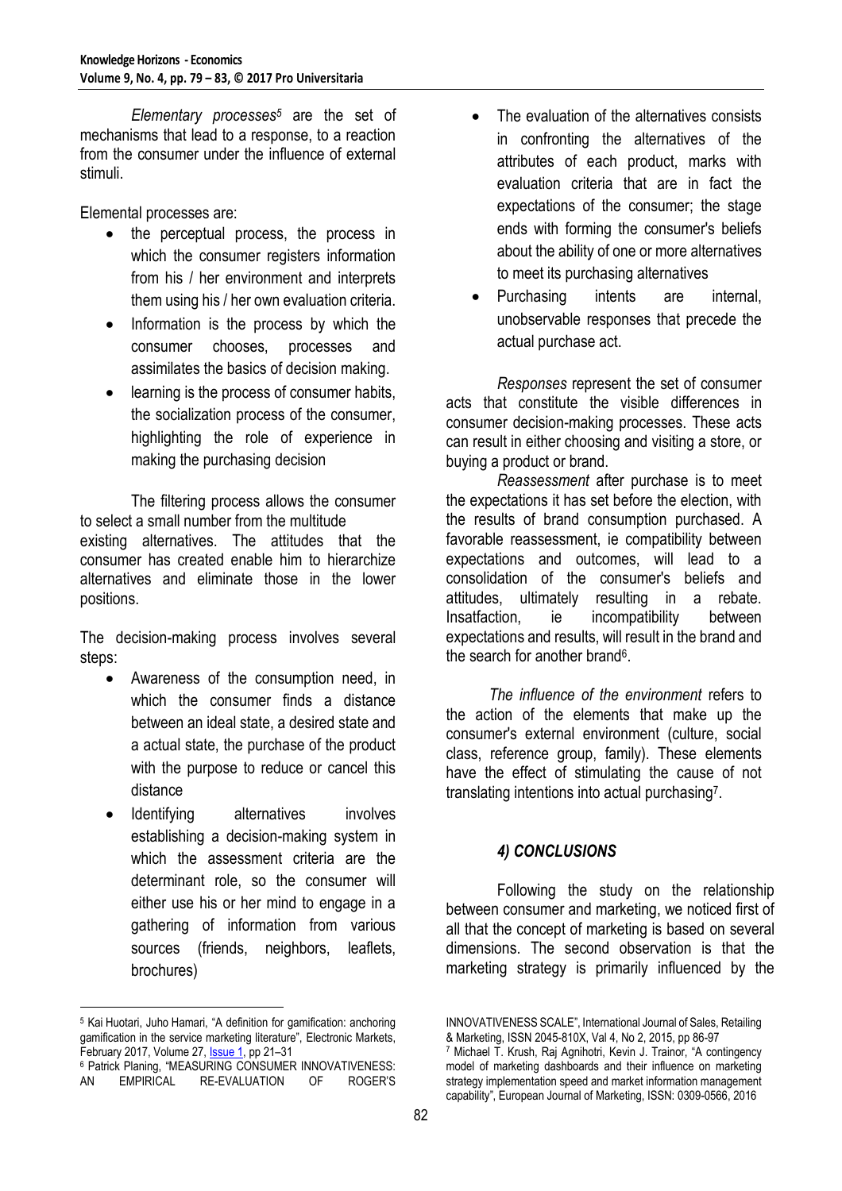*Elementary processes*[5] are the set of mechanisms that lead to a response, to a reaction from the consumer under the influence of external stimuli.

Elemental processes are:

- the perceptual process, the process in which the consumer registers information from his / her environment and interprets them using his / her own evaluation criteria.
- Information is the process by which the consumer chooses, processes and assimilates the basics of decision making.
- learning is the process of consumer habits, the socialization process of the consumer, highlighting the role of experience in making the purchasing decision

The filtering process allows the consumer to select a small number from the multitude existing alternatives. The attitudes that the consumer has created enable him to hierarchize alternatives and eliminate those in the lower positions.

The decision-making process involves several steps:

- Awareness of the consumption need, in which the consumer finds a distance between an ideal state, a desired state and a actual state, the purchase of the product with the purpose to reduce or cancel this distance
- Identifying alternatives involves establishing a decision-making system in which the assessment criteria are the determinant role, so the consumer will either use his or her mind to engage in a gathering of information from various sources (friends, neighbors, leaflets, brochures)
- The evaluation of the alternatives consists in confronting the alternatives of the attributes of each product, marks with evaluation criteria that are in fact the expectations of the consumer; the stage ends with forming the consumer's beliefs about the ability of one or more alternatives to meet its purchasing alternatives
- Purchasing intents are internal, unobservable responses that precede the actual purchase act.

*Responses* represent the set of consumer acts that constitute the visible differences in consumer decision-making processes. These acts can result in either choosing and visiting a store, or buying a product or brand.

*Reassessment* after purchase is to meet the expectations it has set before the election, with the results of brand consumption purchased. A favorable reassessment, ie compatibility between expectations and outcomes, will lead to a consolidation of the consumer's beliefs and attitudes, ultimately resulting in a rebate. Insatfaction, ie incompatibility between expectations and results, will result in the brand and the search for another brand[6].

*The influence of the environment* refers to the action of the elements that make up the consumer's external environment (culture, social class, reference group, family). These elements have the effect of stimulating the cause of not translating intentions into actual purchasing[7].

## *4) CONCLUSIONS*

Following the study on the relationship between consumer and marketing, we noticed first of all that the concept of marketing is based on several dimensions. The second observation is that the marketing strategy is primarily influenced by the

---

[5] Kai Huotari, Juho Hamari, "A definition for gamification: anchoring gamification in the service marketing literature", Electronic Markets, February 2017, Volume 27, Issue 1, pp 21–31

[6] Patrick Planing, "MEASURING CONSUMER INNOVATIVENESS: AN EMPIRICAL RE-EVALUATION OF ROGER'S INNOVATIVENESS SCALE", International Journal of Sales, Retailing & Marketing, ISSN 2045-810X, Val 4, No 2, 2015, pp 86-97

[7] Michael T. Krush, Raj Agnihotri, Kevin J. Trainor, "A contingency model of marketing dashboards and their influence on marketing strategy implementation speed and market information management capability", European Journal of Marketing, ISSN: 0309-0566, 2016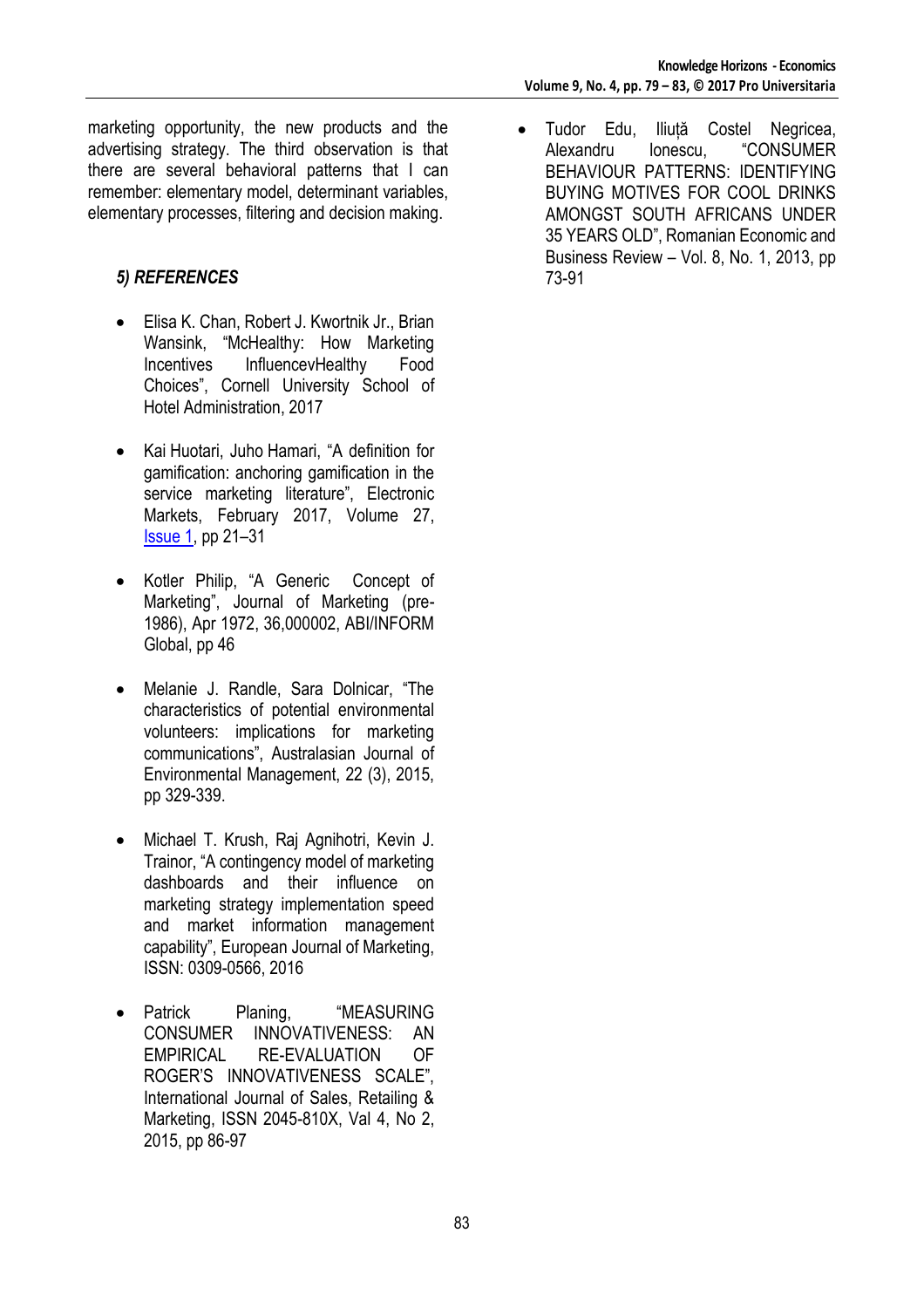marketing opportunity, the new products and the advertising strategy. The third observation is that there are several behavioral patterns that I can remember: elementary model, determinant variables, elementary processes, filtering and decision making.

### *5) REFERENCES*

- Elisa K. Chan, Robert J. Kwortnik Jr., Brian Wansink, "McHealthy: How Marketing Incentives InfluencevHealthy Food Choices", Cornell University School of Hotel Administration, 2017

- Kai Huotari, Juho Hamari, "A definition for gamification: anchoring gamification in the service marketing literature", Electronic Markets, February 2017, Volume 27, Issue 1, pp 21–31

- Kotler Philip, "A Generic Concept of Marketing", Journal of Marketing (pre-1986), Apr 1972, 36,000002, ABI/INFORM Global, pp 46

- Melanie J. Randle, Sara Dolnicar, "The characteristics of potential environmental volunteers: implications for marketing communications", Australasian Journal of Environmental Management, 22 (3), 2015, pp 329-339.

- Michael T. Krush, Raj Agnihotri, Kevin J. Trainor, "A contingency model of marketing dashboards and their influence on marketing strategy implementation speed and market information management capability", European Journal of Marketing, ISSN: 0309-0566, 2016

- Patrick Planing, "MEASURING CONSUMER INNOVATIVENESS: AN EMPIRICAL RE-EVALUATION OF ROGER'S INNOVATIVENESS SCALE", International Journal of Sales, Retailing & Marketing, ISSN 2045-810X, Val 4, No 2, 2015, pp 86-97

- Tudor Edu, Iliuță Costel Negricea, Alexandru Ionescu, "CONSUMER BEHAVIOUR PATTERNS: IDENTIFYING BUYING MOTIVES FOR COOL DRINKS AMONGST SOUTH AFRICANS UNDER 35 YEARS OLD", Romanian Economic and Business Review – Vol. 8, No. 1, 2013, pp 73-91